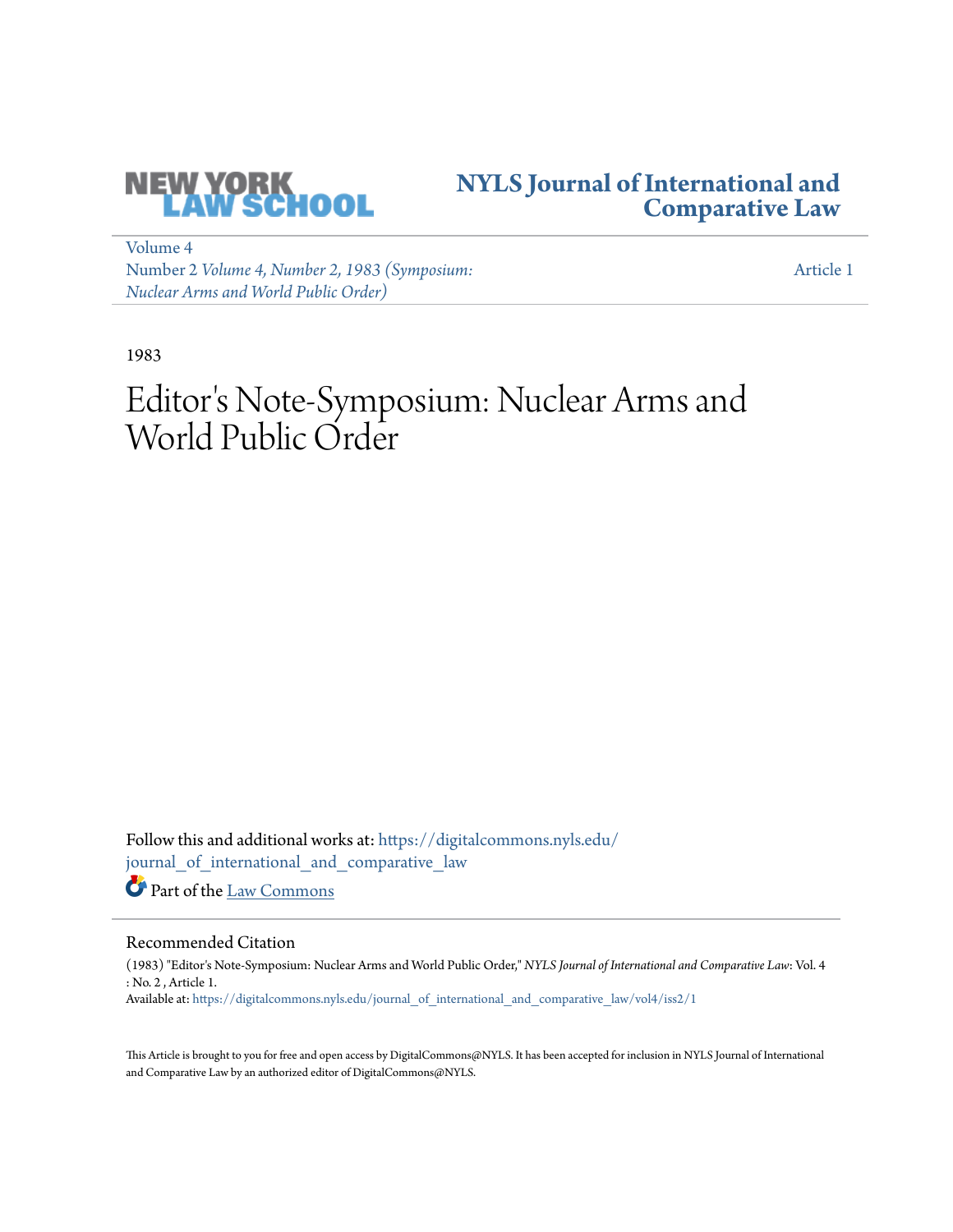NEW YORK LAW SCHOOL

**NYLS Journal of International and Comparative Law**

Volume 4
Number 2 *Volume 4, Number 2, 1983 (Symposium: Nuclear Arms and World Public Order)*

Article 1

1983

# Editor's Note-Symposium: Nuclear Arms and World Public Order

Follow this and additional works at: https://digitalcommons.nyls.edu/journal_of_international_and_comparative_law

Part of the Law Commons

## Recommended Citation

(1983) "Editor's Note-Symposium: Nuclear Arms and World Public Order," *NYLS Journal of International and Comparative Law*: Vol. 4 : No. 2 , Article 1.
Available at: https://digitalcommons.nyls.edu/journal_of_international_and_comparative_law/vol4/iss2/1

This Article is brought to you for free and open access by DigitalCommons@NYLS. It has been accepted for inclusion in NYLS Journal of International and Comparative Law by an authorized editor of DigitalCommons@NYLS.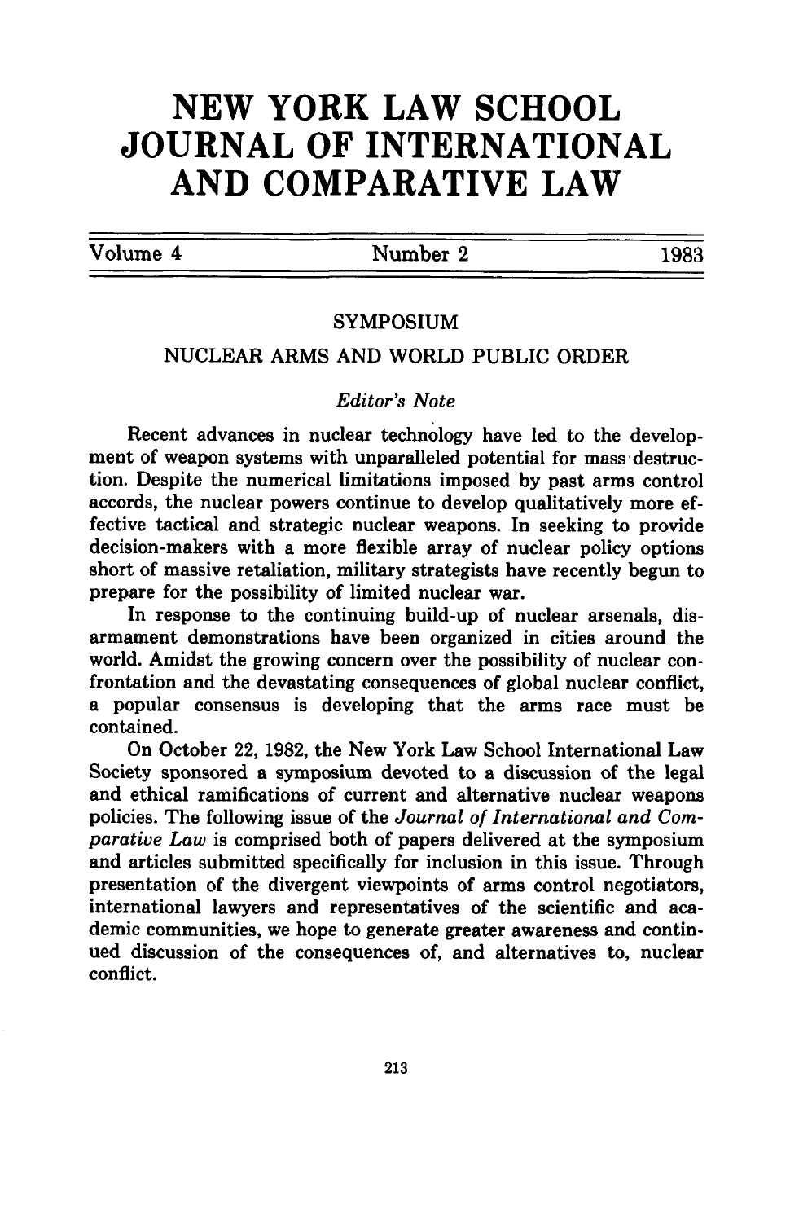# NEW YORK LAW SCHOOL JOURNAL OF INTERNATIONAL AND COMPARATIVE LAW

| Volume 4 | Number 2 | 1983 |
|---|---|---|

## SYMPOSIUM

### NUCLEAR ARMS AND WORLD PUBLIC ORDER

*Editor's Note*

Recent advances in nuclear technology have led to the development of weapon systems with unparalleled potential for mass destruction. Despite the numerical limitations imposed by past arms control accords, the nuclear powers continue to develop qualitatively more effective tactical and strategic nuclear weapons. In seeking to provide decision-makers with a more flexible array of nuclear policy options short of massive retaliation, military strategists have recently begun to prepare for the possibility of limited nuclear war.

In response to the continuing build-up of nuclear arsenals, disarmament demonstrations have been organized in cities around the world. Amidst the growing concern over the possibility of nuclear confrontation and the devastating consequences of global nuclear conflict, a popular consensus is developing that the arms race must be contained.

On October 22, 1982, the New York Law School International Law Society sponsored a symposium devoted to a discussion of the legal and ethical ramifications of current and alternative nuclear weapons policies. The following issue of the *Journal of International and Comparative Law* is comprised both of papers delivered at the symposium and articles submitted specifically for inclusion in this issue. Through presentation of the divergent viewpoints of arms control negotiators, international lawyers and representatives of the scientific and academic communities, we hope to generate greater awareness and continued discussion of the consequences of, and alternatives to, nuclear conflict.